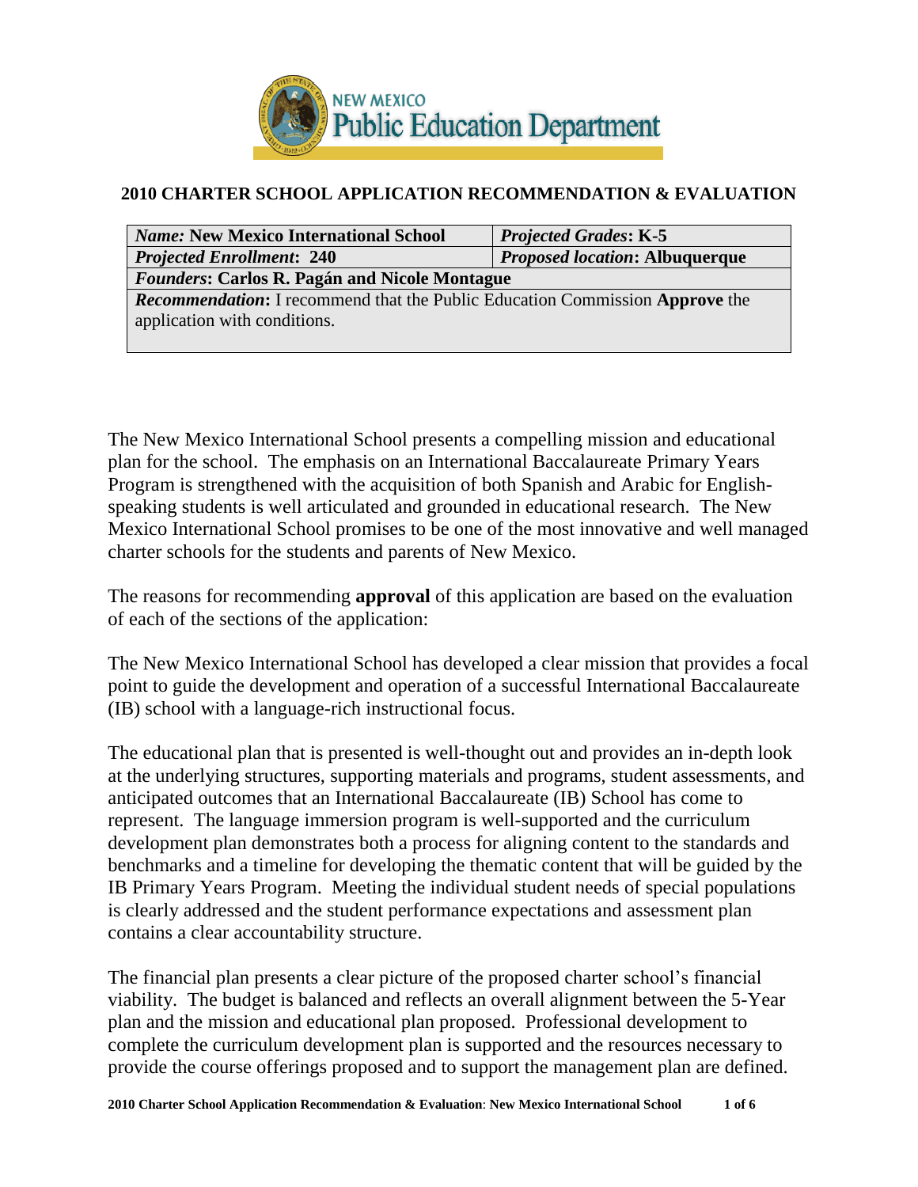# 2010 CHARTER SCHOOL APPLICATION RECOMMENDATION & EVALUATION

| *Name:* **New Mexico International School** | ***Projected Grades*: K-5** |
|---|---|
| ***Projected Enrollment*: 240** | ***Proposed location*: Albuquerque** |
| ***Founders*: Carlos R. Pagán and Nicole Montague** | |
| ***Recommendation*:** I recommend that the Public Education Commission **Approve** the application with conditions. | |

The New Mexico International School presents a compelling mission and educational plan for the school. The emphasis on an International Baccalaureate Primary Years Program is strengthened with the acquisition of both Spanish and Arabic for English-speaking students is well articulated and grounded in educational research. The New Mexico International School promises to be one of the most innovative and well managed charter schools for the students and parents of New Mexico.

The reasons for recommending **approval** of this application are based on the evaluation of each of the sections of the application:

The New Mexico International School has developed a clear mission that provides a focal point to guide the development and operation of a successful International Baccalaureate (IB) school with a language-rich instructional focus.

The educational plan that is presented is well-thought out and provides an in-depth look at the underlying structures, supporting materials and programs, student assessments, and anticipated outcomes that an International Baccalaureate (IB) School has come to represent. The language immersion program is well-supported and the curriculum development plan demonstrates both a process for aligning content to the standards and benchmarks and a timeline for developing the thematic content that will be guided by the IB Primary Years Program. Meeting the individual student needs of special populations is clearly addressed and the student performance expectations and assessment plan contains a clear accountability structure.

The financial plan presents a clear picture of the proposed charter school's financial viability. The budget is balanced and reflects an overall alignment between the 5-Year plan and the mission and educational plan proposed. Professional development to complete the curriculum development plan is supported and the resources necessary to provide the course offerings proposed and to support the management plan are defined.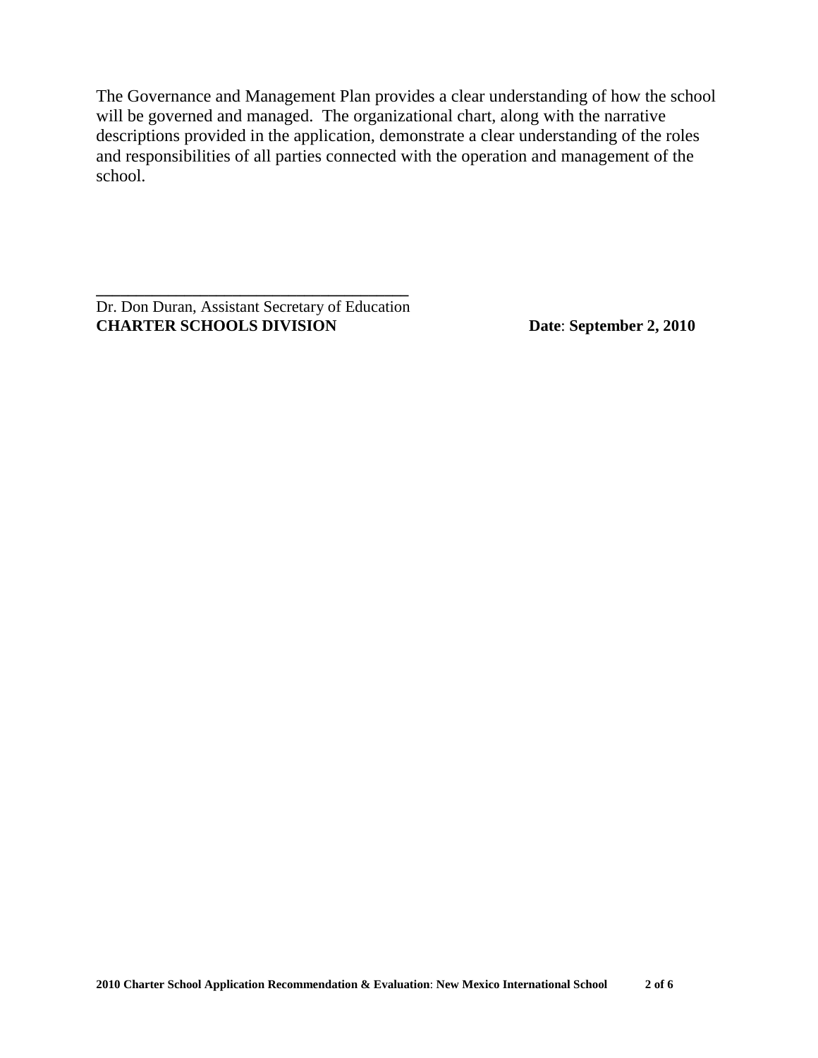The Governance and Management Plan provides a clear understanding of how the school will be governed and managed. The organizational chart, along with the narrative descriptions provided in the application, demonstrate a clear understanding of the roles and responsibilities of all parties connected with the operation and management of the school.

\_\_\_\_\_\_\_\_\_\_\_\_\_\_\_\_\_\_\_\_\_\_\_\_\_\_\_\_\_\_\_\_\_\_\_\_\_\_

Dr. Don Duran, Assistant Secretary of Education
**CHARTER SCHOOLS DIVISION** **Date**: **September 2, 2010**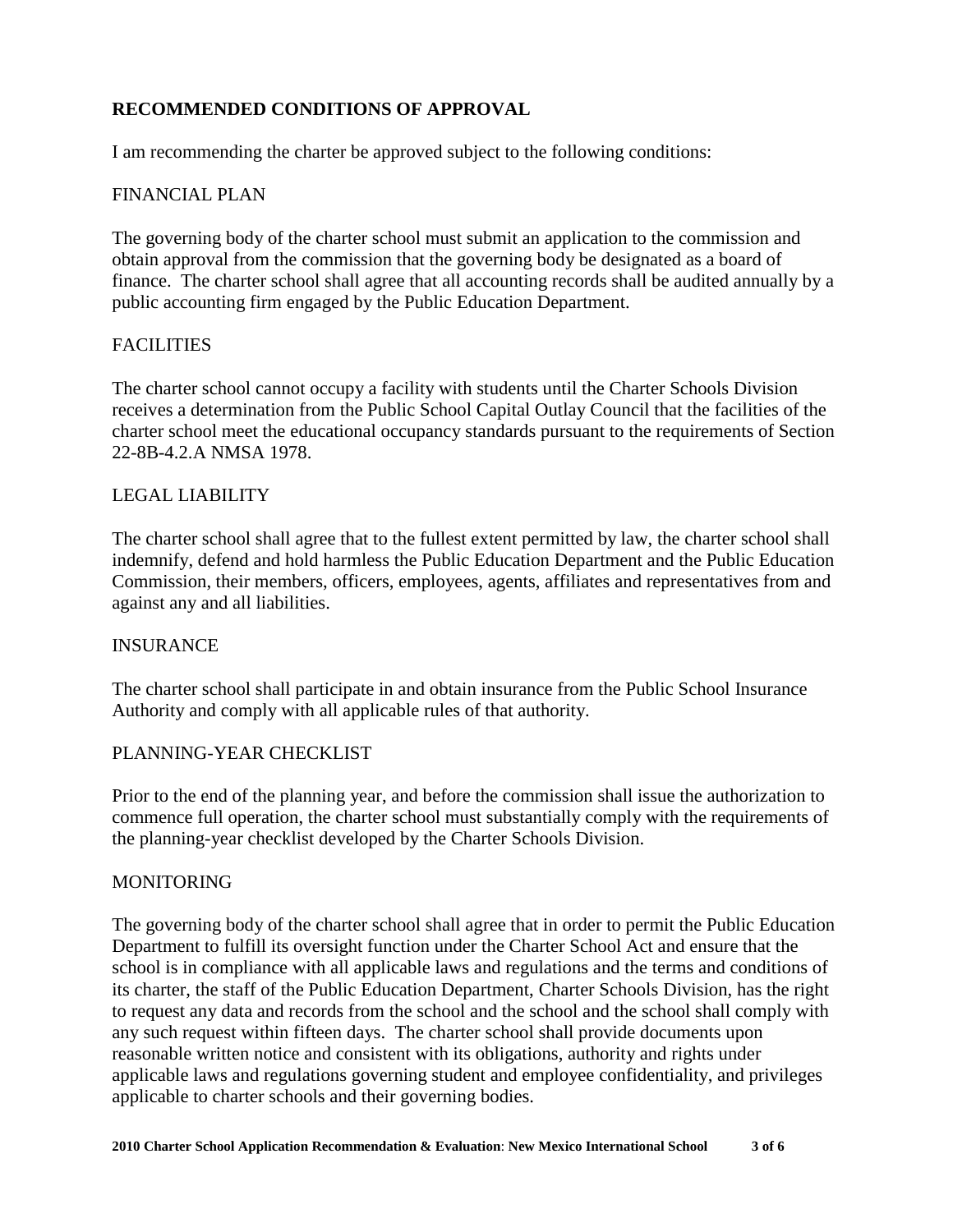## RECOMMENDED CONDITIONS OF APPROVAL

I am recommending the charter be approved subject to the following conditions:

### FINANCIAL PLAN

The governing body of the charter school must submit an application to the commission and obtain approval from the commission that the governing body be designated as a board of finance. The charter school shall agree that all accounting records shall be audited annually by a public accounting firm engaged by the Public Education Department.

### FACILITIES

The charter school cannot occupy a facility with students until the Charter Schools Division receives a determination from the Public School Capital Outlay Council that the facilities of the charter school meet the educational occupancy standards pursuant to the requirements of Section 22-8B-4.2.A NMSA 1978.

### LEGAL LIABILITY

The charter school shall agree that to the fullest extent permitted by law, the charter school shall indemnify, defend and hold harmless the Public Education Department and the Public Education Commission, their members, officers, employees, agents, affiliates and representatives from and against any and all liabilities.

### INSURANCE

The charter school shall participate in and obtain insurance from the Public School Insurance Authority and comply with all applicable rules of that authority.

### PLANNING-YEAR CHECKLIST

Prior to the end of the planning year, and before the commission shall issue the authorization to commence full operation, the charter school must substantially comply with the requirements of the planning-year checklist developed by the Charter Schools Division.

### MONITORING

The governing body of the charter school shall agree that in order to permit the Public Education Department to fulfill its oversight function under the Charter School Act and ensure that the school is in compliance with all applicable laws and regulations and the terms and conditions of its charter, the staff of the Public Education Department, Charter Schools Division, has the right to request any data and records from the school and the school and the school shall comply with any such request within fifteen days. The charter school shall provide documents upon reasonable written notice and consistent with its obligations, authority and rights under applicable laws and regulations governing student and employee confidentiality, and privileges applicable to charter schools and their governing bodies.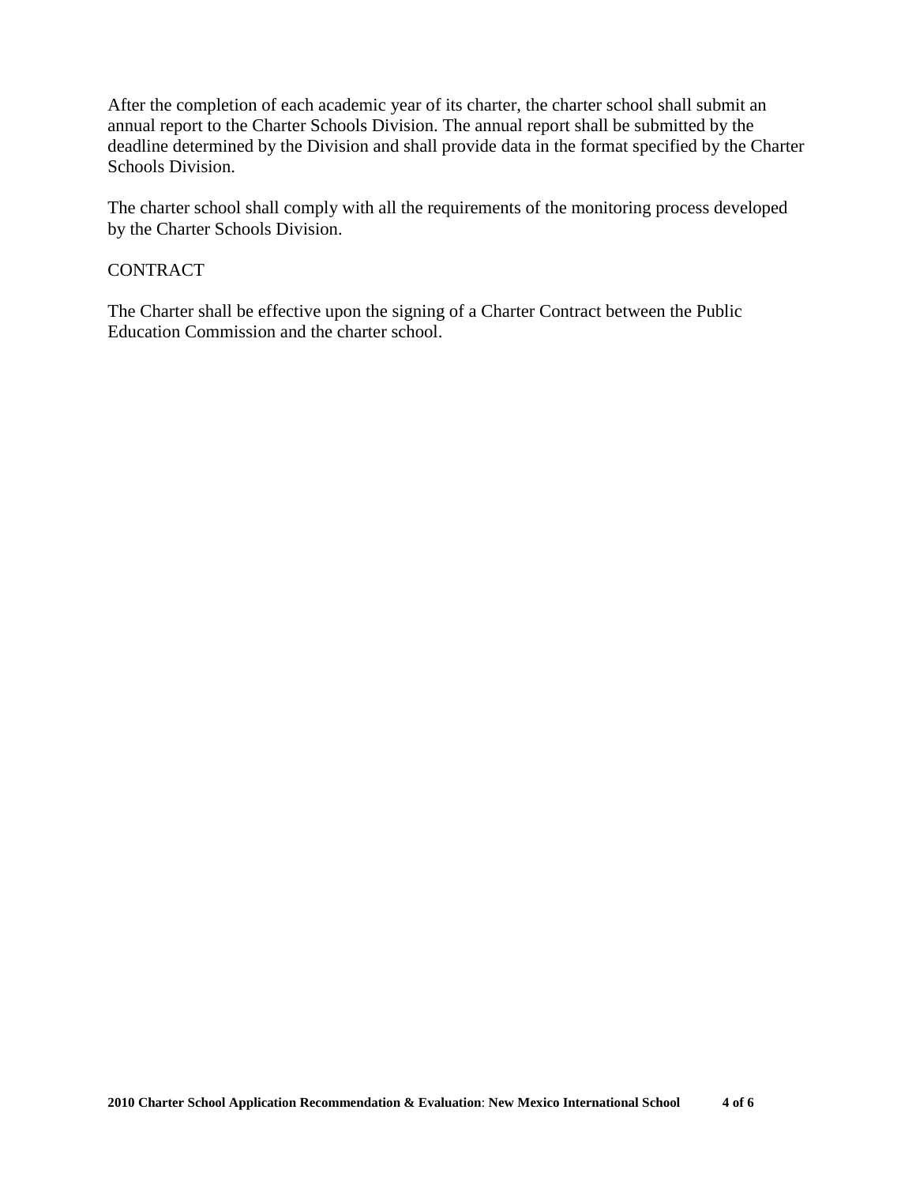After the completion of each academic year of its charter, the charter school shall submit an annual report to the Charter Schools Division. The annual report shall be submitted by the deadline determined by the Division and shall provide data in the format specified by the Charter Schools Division.

The charter school shall comply with all the requirements of the monitoring process developed by the Charter Schools Division.

## CONTRACT

The Charter shall be effective upon the signing of a Charter Contract between the Public Education Commission and the charter school.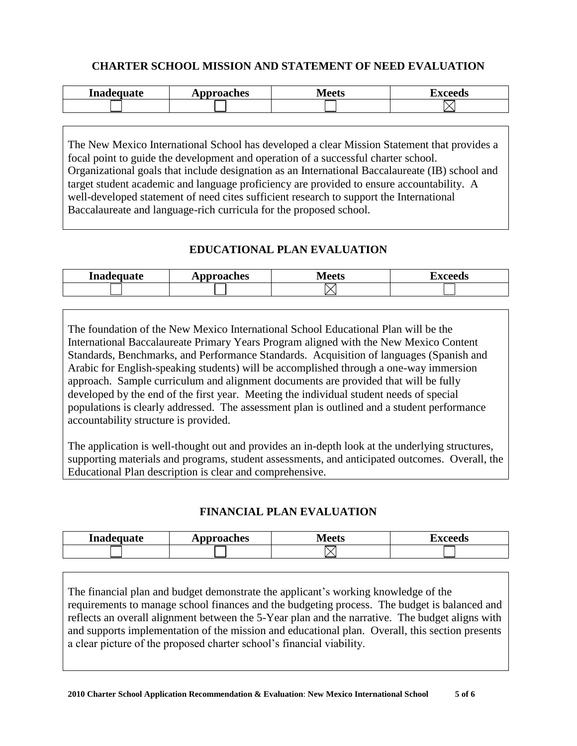## CHARTER SCHOOL MISSION AND STATEMENT OF NEED EVALUATION

| Inadequate | Approaches | Meets | Exceeds |
|---|---|---|---|
| ☐ | ☐ | ☐ | ☒ |

The New Mexico International School has developed a clear Mission Statement that provides a focal point to guide the development and operation of a successful charter school. Organizational goals that include designation as an International Baccalaureate (IB) school and target student academic and language proficiency are provided to ensure accountability. A well-developed statement of need cites sufficient research to support the International Baccalaureate and language-rich curricula for the proposed school.

## EDUCATIONAL PLAN EVALUATION

| Inadequate | Approaches | Meets | Exceeds |
|---|---|---|---|
| ☐ | ☐ | ☒ | ☐ |

The foundation of the New Mexico International School Educational Plan will be the International Baccalaureate Primary Years Program aligned with the New Mexico Content Standards, Benchmarks, and Performance Standards. Acquisition of languages (Spanish and Arabic for English-speaking students) will be accomplished through a one-way immersion approach. Sample curriculum and alignment documents are provided that will be fully developed by the end of the first year. Meeting the individual student needs of special populations is clearly addressed. The assessment plan is outlined and a student performance accountability structure is provided.

The application is well-thought out and provides an in-depth look at the underlying structures, supporting materials and programs, student assessments, and anticipated outcomes. Overall, the Educational Plan description is clear and comprehensive.

## FINANCIAL PLAN EVALUATION

| Inadequate | Approaches | Meets | Exceeds |
|---|---|---|---|
| ☐ | ☐ | ☒ | ☐ |

The financial plan and budget demonstrate the applicant's working knowledge of the requirements to manage school finances and the budgeting process. The budget is balanced and reflects an overall alignment between the 5-Year plan and the narrative. The budget aligns with and supports implementation of the mission and educational plan. Overall, this section presents a clear picture of the proposed charter school's financial viability.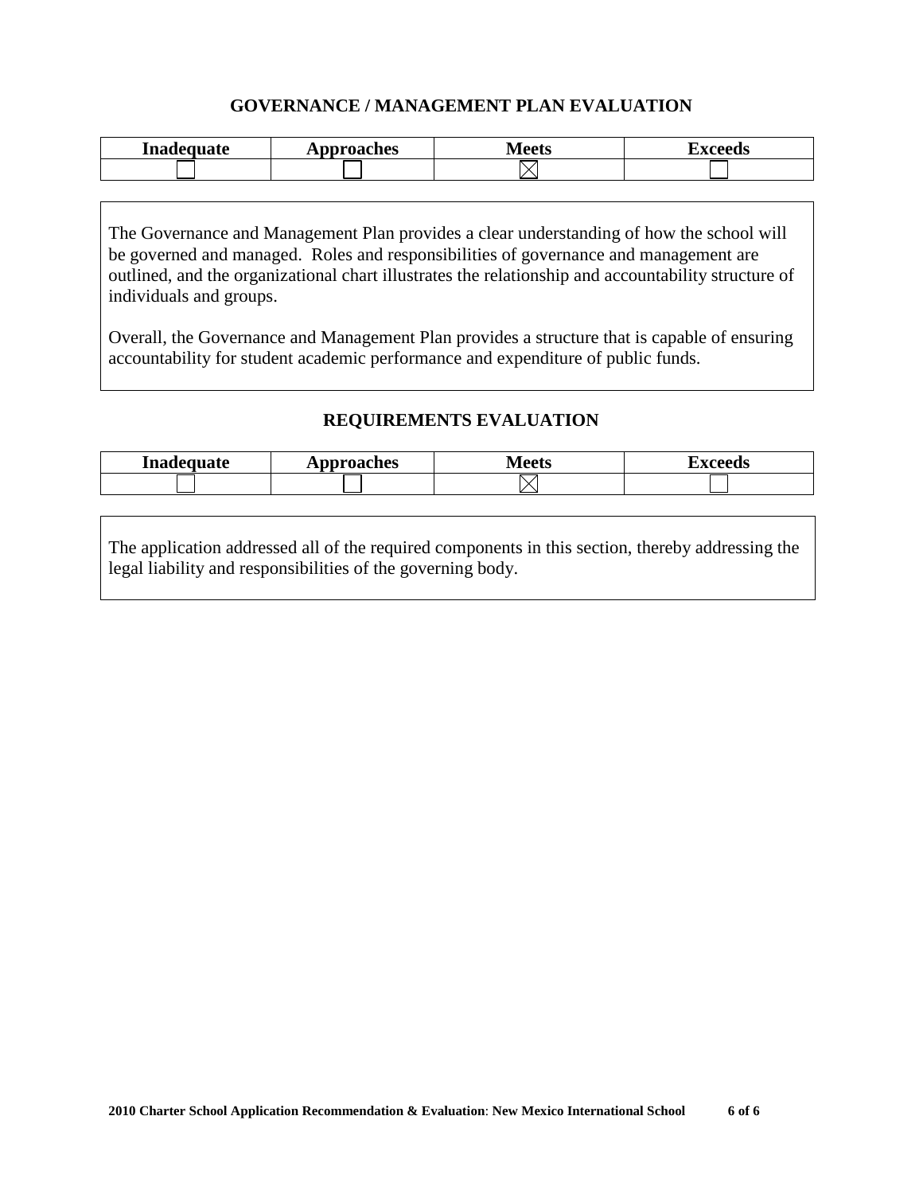## GOVERNANCE / MANAGEMENT PLAN EVALUATION

| Inadequate | Approaches | Meets | Exceeds |
|---|---|---|---|
| ☐ | ☐ | ☒ | ☐ |

The Governance and Management Plan provides a clear understanding of how the school will be governed and managed. Roles and responsibilities of governance and management are outlined, and the organizational chart illustrates the relationship and accountability structure of individuals and groups.

Overall, the Governance and Management Plan provides a structure that is capable of ensuring accountability for student academic performance and expenditure of public funds.

## REQUIREMENTS EVALUATION

| Inadequate | Approaches | Meets | Exceeds |
|---|---|---|---|
| ☐ | ☐ | ☒ | ☐ |

The application addressed all of the required components in this section, thereby addressing the legal liability and responsibilities of the governing body.